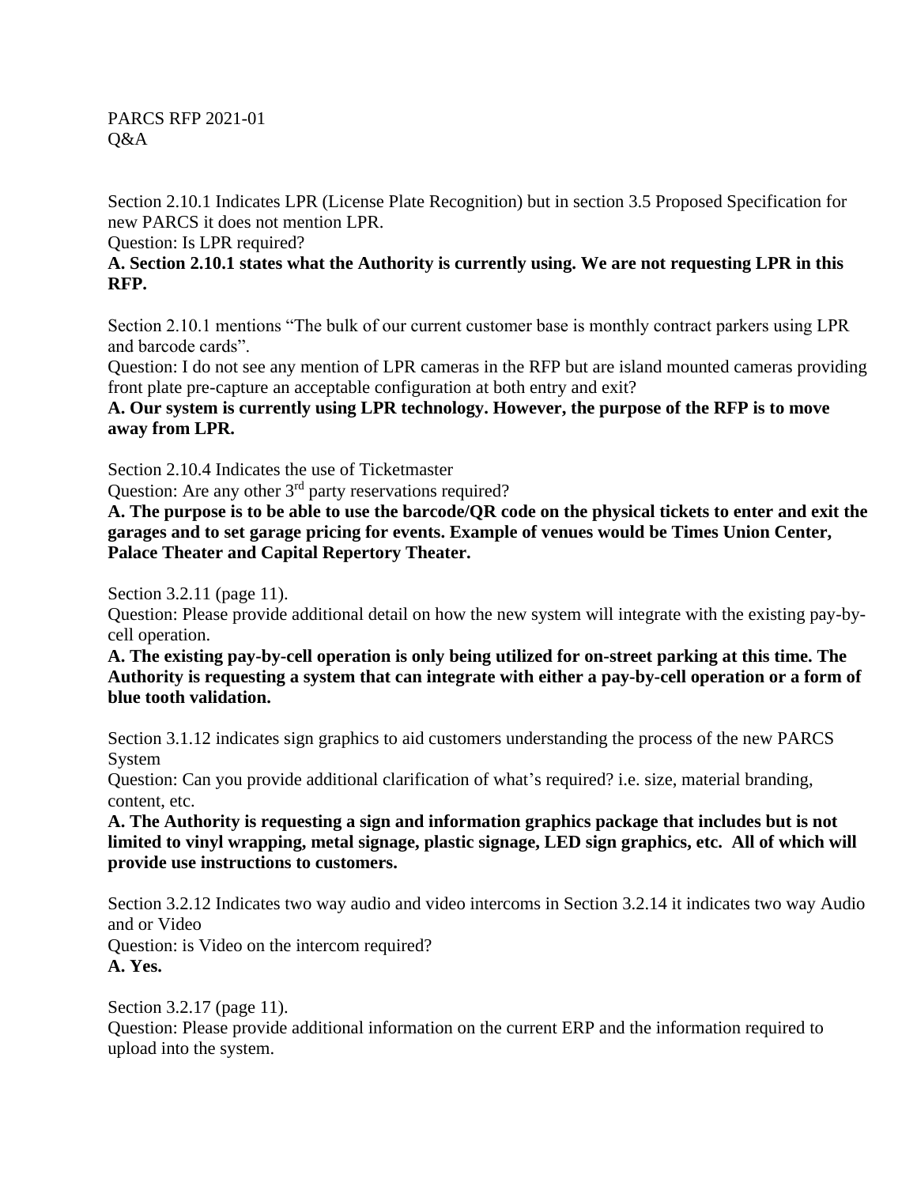PARCS RFP 2021-01
Q&A

Section 2.10.1 Indicates LPR (License Plate Recognition) but in section 3.5 Proposed Specification for new PARCS it does not mention LPR.
Question: Is LPR required?
**A. Section 2.10.1 states what the Authority is currently using. We are not requesting LPR in this RFP.**

Section 2.10.1 mentions "The bulk of our current customer base is monthly contract parkers using LPR and barcode cards".
Question: I do not see any mention of LPR cameras in the RFP but are island mounted cameras providing front plate pre-capture an acceptable configuration at both entry and exit?
**A. Our system is currently using LPR technology. However, the purpose of the RFP is to move away from LPR.**

Section 2.10.4 Indicates the use of Ticketmaster
Question: Are any other 3rd party reservations required?
**A. The purpose is to be able to use the barcode/QR code on the physical tickets to enter and exit the garages and to set garage pricing for events. Example of venues would be Times Union Center, Palace Theater and Capital Repertory Theater.**

Section 3.2.11 (page 11).
Question: Please provide additional detail on how the new system will integrate with the existing pay-by-cell operation.
**A. The existing pay-by-cell operation is only being utilized for on-street parking at this time. The Authority is requesting a system that can integrate with either a pay-by-cell operation or a form of blue tooth validation.**

Section 3.1.12 indicates sign graphics to aid customers understanding the process of the new PARCS System
Question: Can you provide additional clarification of what's required? i.e. size, material branding, content, etc.
**A. The Authority is requesting a sign and information graphics package that includes but is not limited to vinyl wrapping, metal signage, plastic signage, LED sign graphics, etc. All of which will provide use instructions to customers.**

Section 3.2.12 Indicates two way audio and video intercoms in Section 3.2.14 it indicates two way Audio and or Video
Question: is Video on the intercom required?
**A. Yes.**

Section 3.2.17 (page 11).
Question: Please provide additional information on the current ERP and the information required to upload into the system.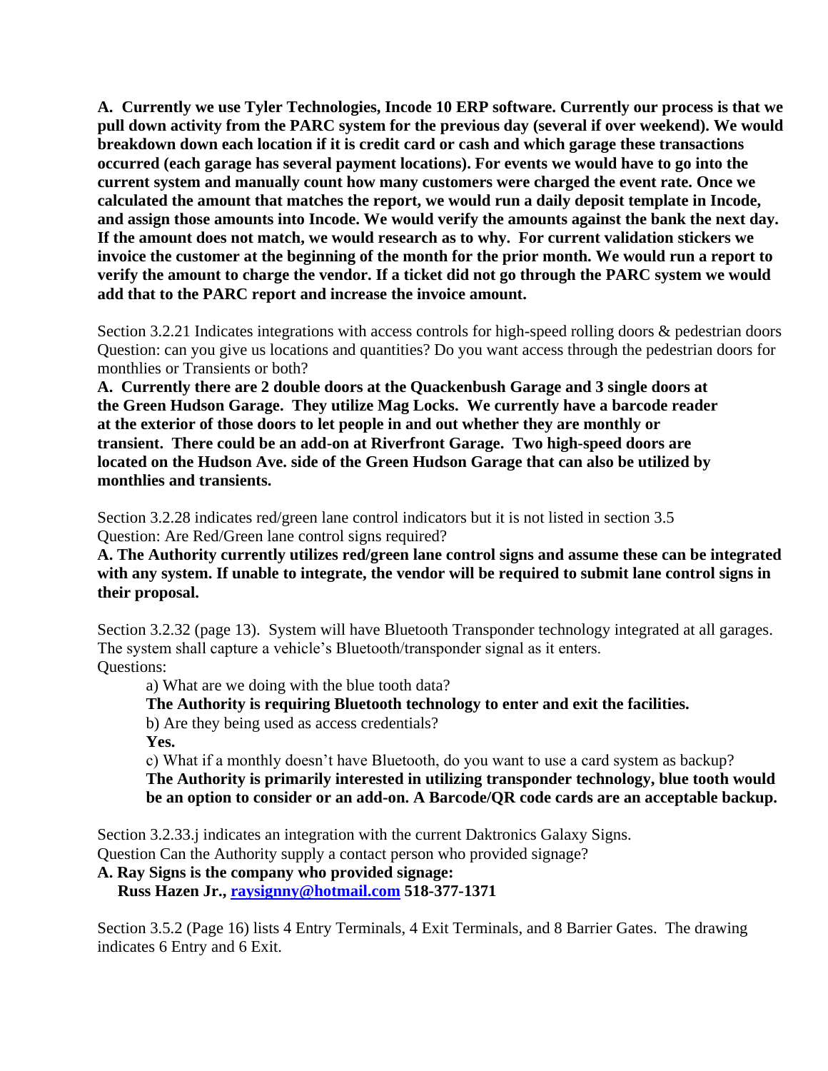**A. Currently we use Tyler Technologies, Incode 10 ERP software. Currently our process is that we pull down activity from the PARC system for the previous day (several if over weekend). We would breakdown down each location if it is credit card or cash and which garage these transactions occurred (each garage has several payment locations). For events we would have to go into the current system and manually count how many customers were charged the event rate. Once we calculated the amount that matches the report, we would run a daily deposit template in Incode, and assign those amounts into Incode. We would verify the amounts against the bank the next day. If the amount does not match, we would research as to why. For current validation stickers we invoice the customer at the beginning of the month for the prior month. We would run a report to verify the amount to charge the vendor. If a ticket did not go through the PARC system we would add that to the PARC report and increase the invoice amount.**

Section 3.2.21 Indicates integrations with access controls for high-speed rolling doors & pedestrian doors
Question: can you give us locations and quantities? Do you want access through the pedestrian doors for monthlies or Transients or both?

**A. Currently there are 2 double doors at the Quackenbush Garage and 3 single doors at the Green Hudson Garage. They utilize Mag Locks. We currently have a barcode reader at the exterior of those doors to let people in and out whether they are monthly or transient. There could be an add-on at Riverfront Garage. Two high-speed doors are located on the Hudson Ave. side of the Green Hudson Garage that can also be utilized by monthlies and transients.**

Section 3.2.28 indicates red/green lane control indicators but it is not listed in section 3.5
Question: Are Red/Green lane control signs required?

**A. The Authority currently utilizes red/green lane control signs and assume these can be integrated with any system. If unable to integrate, the vendor will be required to submit lane control signs in their proposal.**

Section 3.2.32 (page 13). System will have Bluetooth Transponder technology integrated at all garages. The system shall capture a vehicle's Bluetooth/transponder signal as it enters.
Questions:

a) What are we doing with the blue tooth data?

**The Authority is requiring Bluetooth technology to enter and exit the facilities.**

b) Are they being used as access credentials?

**Yes.**

c) What if a monthly doesn't have Bluetooth, do you want to use a card system as backup?

**The Authority is primarily interested in utilizing transponder technology, blue tooth would be an option to consider or an add-on. A Barcode/QR code cards are an acceptable backup.**

Section 3.2.33.j indicates an integration with the current Daktronics Galaxy Signs.
Question Can the Authority supply a contact person who provided signage?

**A. Ray Signs is the company who provided signage:**
**Russ Hazen Jr., raysignny@hotmail.com 518-377-1371**

Section 3.5.2 (Page 16) lists 4 Entry Terminals, 4 Exit Terminals, and 8 Barrier Gates. The drawing indicates 6 Entry and 6 Exit.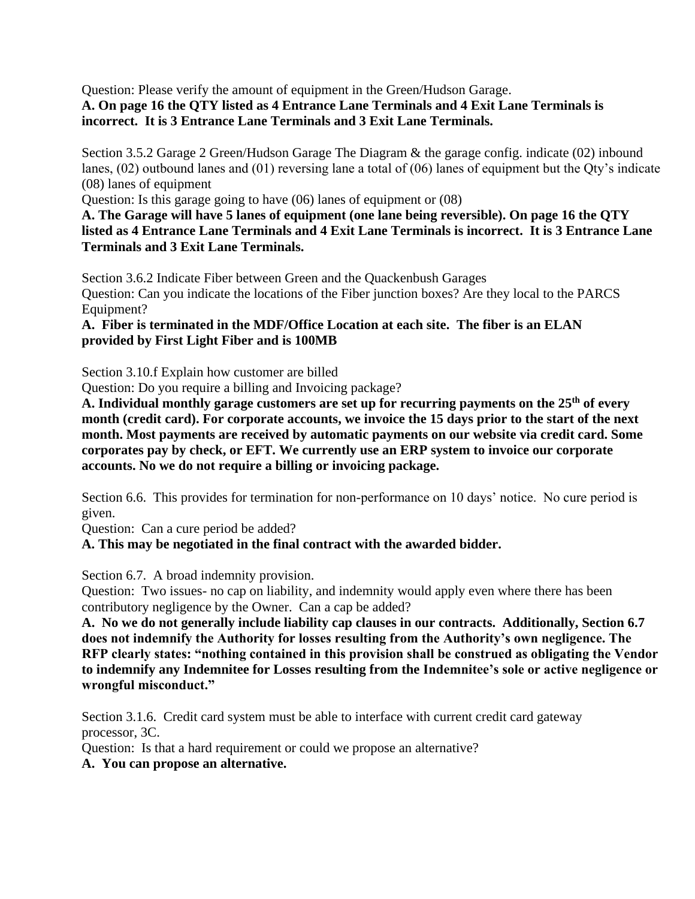Question: Please verify the amount of equipment in the Green/Hudson Garage.
**A. On page 16 the QTY listed as 4 Entrance Lane Terminals and 4 Exit Lane Terminals is incorrect. It is 3 Entrance Lane Terminals and 3 Exit Lane Terminals.**

Section 3.5.2 Garage 2 Green/Hudson Garage The Diagram & the garage config. indicate (02) inbound lanes, (02) outbound lanes and (01) reversing lane a total of (06) lanes of equipment but the Qty's indicate (08) lanes of equipment
Question: Is this garage going to have (06) lanes of equipment or (08)
**A. The Garage will have 5 lanes of equipment (one lane being reversible). On page 16 the QTY listed as 4 Entrance Lane Terminals and 4 Exit Lane Terminals is incorrect. It is 3 Entrance Lane Terminals and 3 Exit Lane Terminals.**

Section 3.6.2 Indicate Fiber between Green and the Quackenbush Garages
Question: Can you indicate the locations of the Fiber junction boxes? Are they local to the PARCS Equipment?
**A. Fiber is terminated in the MDF/Office Location at each site. The fiber is an ELAN provided by First Light Fiber and is 100MB**

Section 3.10.f Explain how customer are billed
Question: Do you require a billing and Invoicing package?
**A. Individual monthly garage customers are set up for recurring payments on the 25th of every month (credit card). For corporate accounts, we invoice the 15 days prior to the start of the next month. Most payments are received by automatic payments on our website via credit card. Some corporates pay by check, or EFT. We currently use an ERP system to invoice our corporate accounts. No we do not require a billing or invoicing package.**

Section 6.6. This provides for termination for non-performance on 10 days' notice. No cure period is given.
Question: Can a cure period be added?
**A. This may be negotiated in the final contract with the awarded bidder.**

Section 6.7. A broad indemnity provision.
Question: Two issues- no cap on liability, and indemnity would apply even where there has been contributory negligence by the Owner. Can a cap be added?
**A. No we do not generally include liability cap clauses in our contracts. Additionally, Section 6.7 does not indemnify the Authority for losses resulting from the Authority's own negligence. The RFP clearly states: "nothing contained in this provision shall be construed as obligating the Vendor to indemnify any Indemnitee for Losses resulting from the Indemnitee's sole or active negligence or wrongful misconduct."**

Section 3.1.6. Credit card system must be able to interface with current credit card gateway processor, 3C.
Question: Is that a hard requirement or could we propose an alternative?
**A. You can propose an alternative.**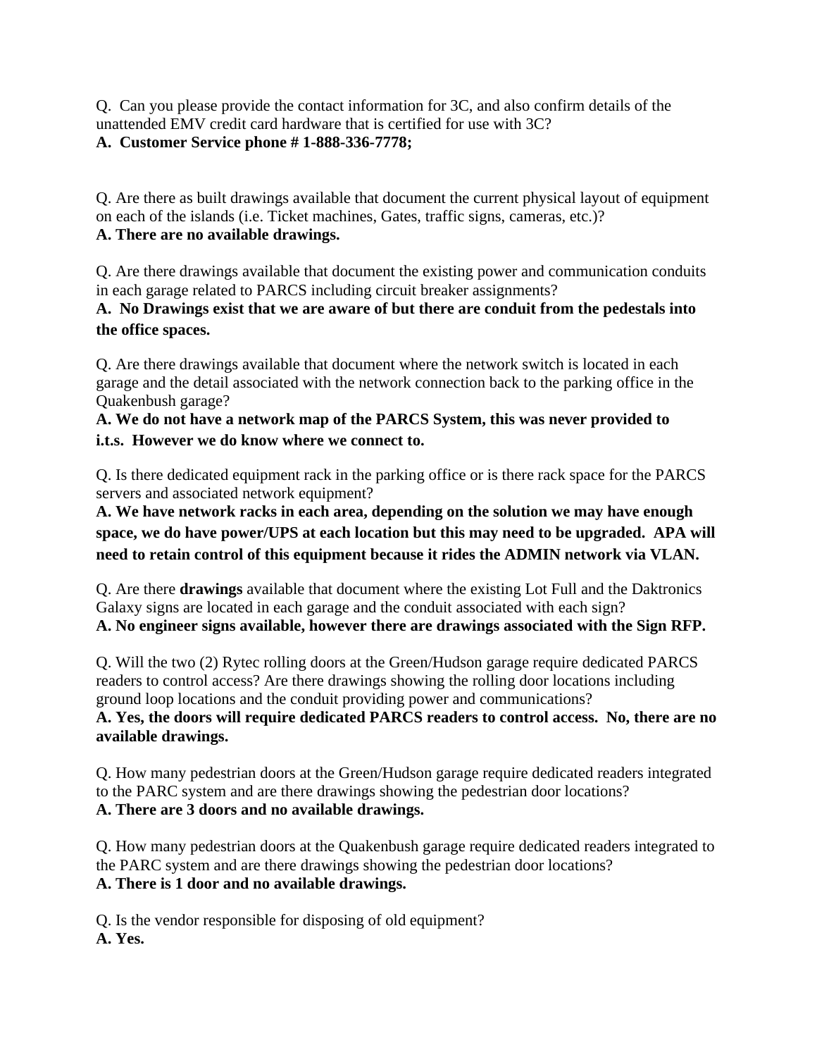Q. Can you please provide the contact information for 3C, and also confirm details of the unattended EMV credit card hardware that is certified for use with 3C?
**A. Customer Service phone # 1-888-336-7778;**

Q. Are there as built drawings available that document the current physical layout of equipment on each of the islands (i.e. Ticket machines, Gates, traffic signs, cameras, etc.)?
**A. There are no available drawings.**

Q. Are there drawings available that document the existing power and communication conduits in each garage related to PARCS including circuit breaker assignments?
**A. No Drawings exist that we are aware of but there are conduit from the pedestals into the office spaces.**

Q. Are there drawings available that document where the network switch is located in each garage and the detail associated with the network connection back to the parking office in the Quakenbush garage?
**A. We do not have a network map of the PARCS System, this was never provided to i.t.s. However we do know where we connect to.**

Q. Is there dedicated equipment rack in the parking office or is there rack space for the PARCS servers and associated network equipment?
**A. We have network racks in each area, depending on the solution we may have enough space, we do have power/UPS at each location but this may need to be upgraded. APA will need to retain control of this equipment because it rides the ADMIN network via VLAN.**

Q. Are there **drawings** available that document where the existing Lot Full and the Daktronics Galaxy signs are located in each garage and the conduit associated with each sign?
**A. No engineer signs available, however there are drawings associated with the Sign RFP.**

Q. Will the two (2) Rytec rolling doors at the Green/Hudson garage require dedicated PARCS readers to control access? Are there drawings showing the rolling door locations including ground loop locations and the conduit providing power and communications?
**A. Yes, the doors will require dedicated PARCS readers to control access. No, there are no available drawings.**

Q. How many pedestrian doors at the Green/Hudson garage require dedicated readers integrated to the PARC system and are there drawings showing the pedestrian door locations?
**A. There are 3 doors and no available drawings.**

Q. How many pedestrian doors at the Quakenbush garage require dedicated readers integrated to the PARC system and are there drawings showing the pedestrian door locations?
**A. There is 1 door and no available drawings.**

Q. Is the vendor responsible for disposing of old equipment?
**A. Yes.**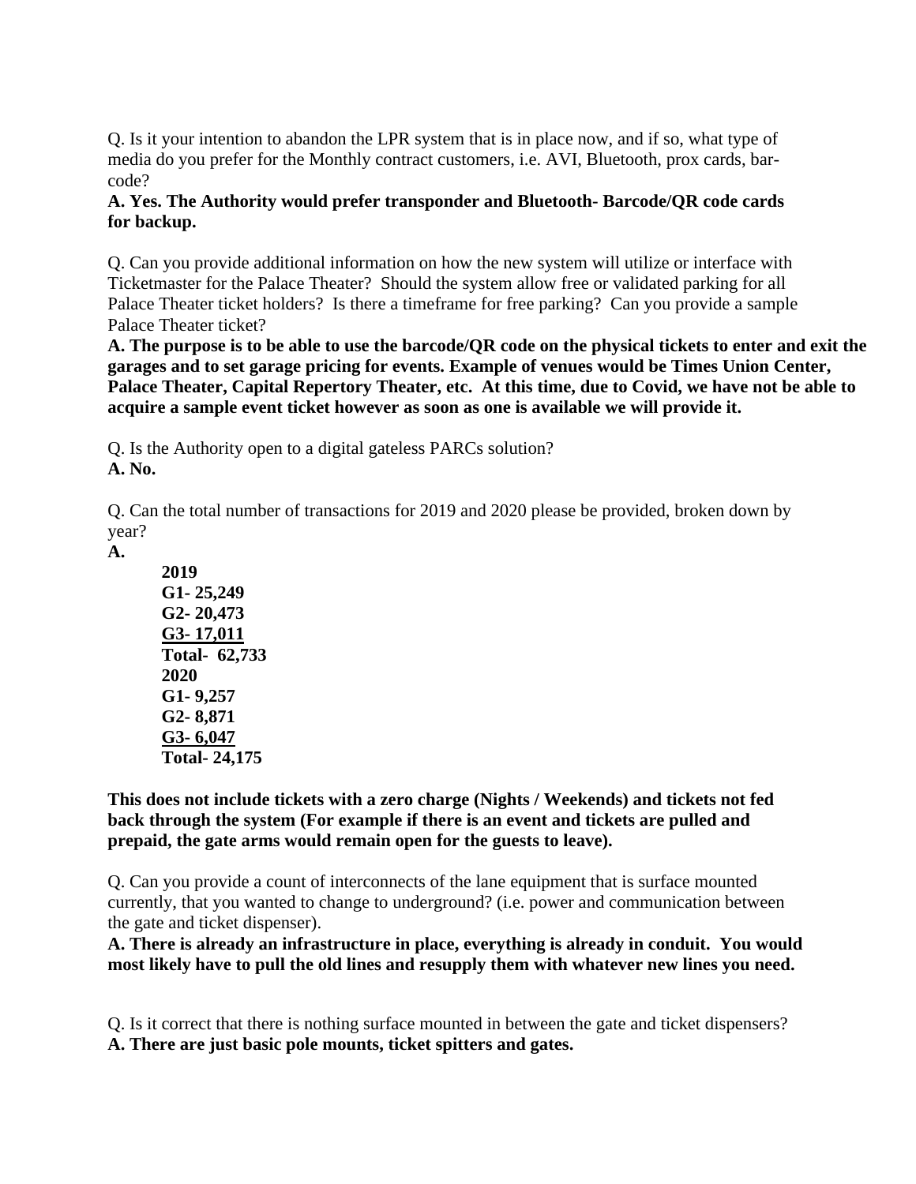Q. Is it your intention to abandon the LPR system that is in place now, and if so, what type of media do you prefer for the Monthly contract customers, i.e. AVI, Bluetooth, prox cards, bar-code?

**A. Yes. The Authority would prefer transponder and Bluetooth- Barcode/QR code cards for backup.**

Q. Can you provide additional information on how the new system will utilize or interface with Ticketmaster for the Palace Theater? Should the system allow free or validated parking for all Palace Theater ticket holders? Is there a timeframe for free parking? Can you provide a sample Palace Theater ticket?

**A. The purpose is to be able to use the barcode/QR code on the physical tickets to enter and exit the garages and to set garage pricing for events. Example of venues would be Times Union Center, Palace Theater, Capital Repertory Theater, etc. At this time, due to Covid, we have not be able to acquire a sample event ticket however as soon as one is available we will provide it.**

Q. Is the Authority open to a digital gateless PARCs solution?

**A. No.**

Q. Can the total number of transactions for 2019 and 2020 please be provided, broken down by year?

**A.**

**2019**
**G1- 25,249**
**G2- 20,473**
**G3- 17,011**
**Total- 62,733**
**2020**
**G1- 9,257**
**G2- 8,871**
**G3- 6,047**
**Total- 24,175**

**This does not include tickets with a zero charge (Nights / Weekends) and tickets not fed back through the system (For example if there is an event and tickets are pulled and prepaid, the gate arms would remain open for the guests to leave).**

Q. Can you provide a count of interconnects of the lane equipment that is surface mounted currently, that you wanted to change to underground? (i.e. power and communication between the gate and ticket dispenser).

**A. There is already an infrastructure in place, everything is already in conduit. You would most likely have to pull the old lines and resupply them with whatever new lines you need.**

Q. Is it correct that there is nothing surface mounted in between the gate and ticket dispensers?

**A. There are just basic pole mounts, ticket spitters and gates.**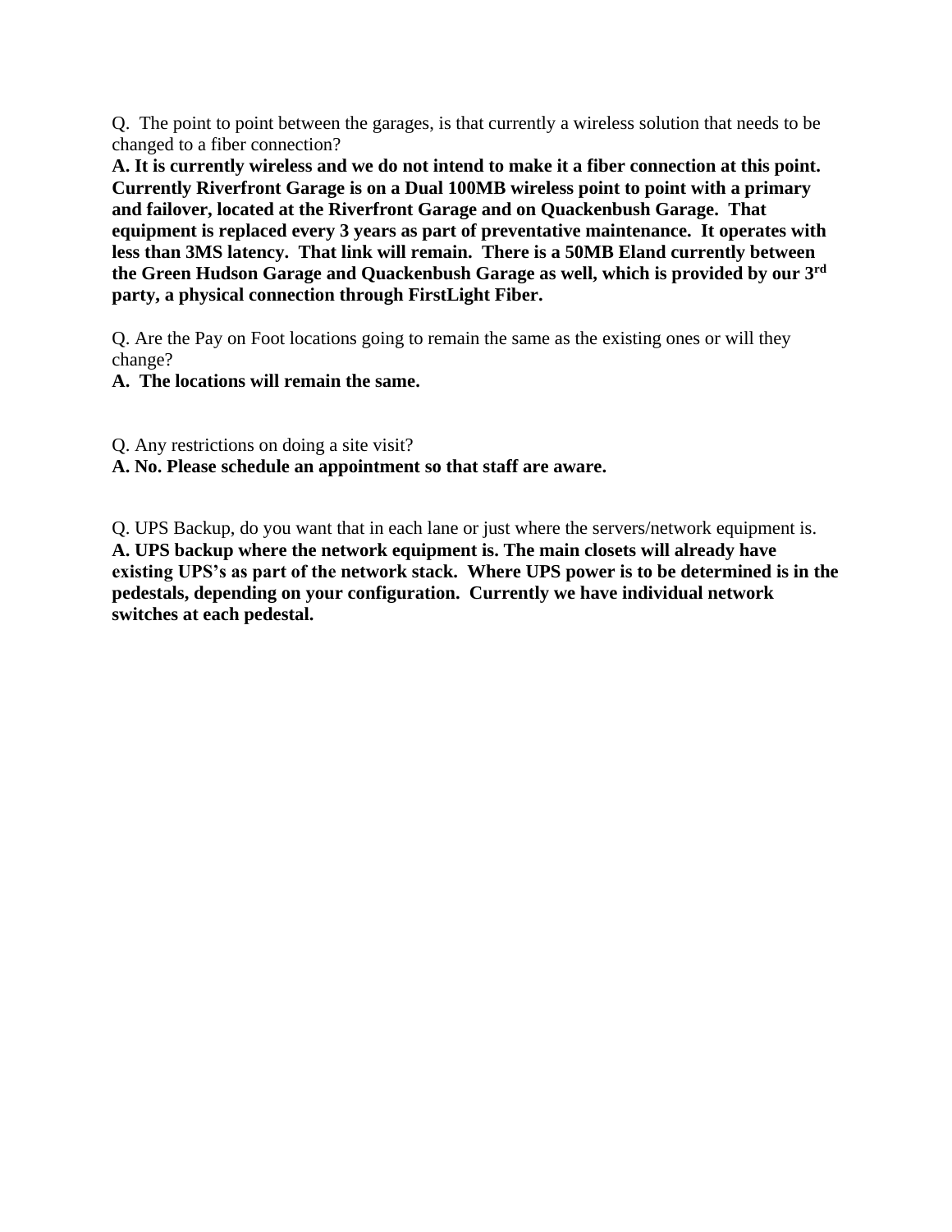Q. The point to point between the garages, is that currently a wireless solution that needs to be changed to a fiber connection?
**A. It is currently wireless and we do not intend to make it a fiber connection at this point. Currently Riverfront Garage is on a Dual 100MB wireless point to point with a primary and failover, located at the Riverfront Garage and on Quackenbush Garage. That equipment is replaced every 3 years as part of preventative maintenance. It operates with less than 3MS latency. That link will remain. There is a 50MB Eland currently between the Green Hudson Garage and Quackenbush Garage as well, which is provided by our 3rd party, a physical connection through FirstLight Fiber.**

Q. Are the Pay on Foot locations going to remain the same as the existing ones or will they change?
**A. The locations will remain the same.**

Q. Any restrictions on doing a site visit?
**A. No. Please schedule an appointment so that staff are aware.**

Q. UPS Backup, do you want that in each lane or just where the servers/network equipment is.
**A. UPS backup where the network equipment is. The main closets will already have existing UPS's as part of the network stack. Where UPS power is to be determined is in the pedestals, depending on your configuration. Currently we have individual network switches at each pedestal.**